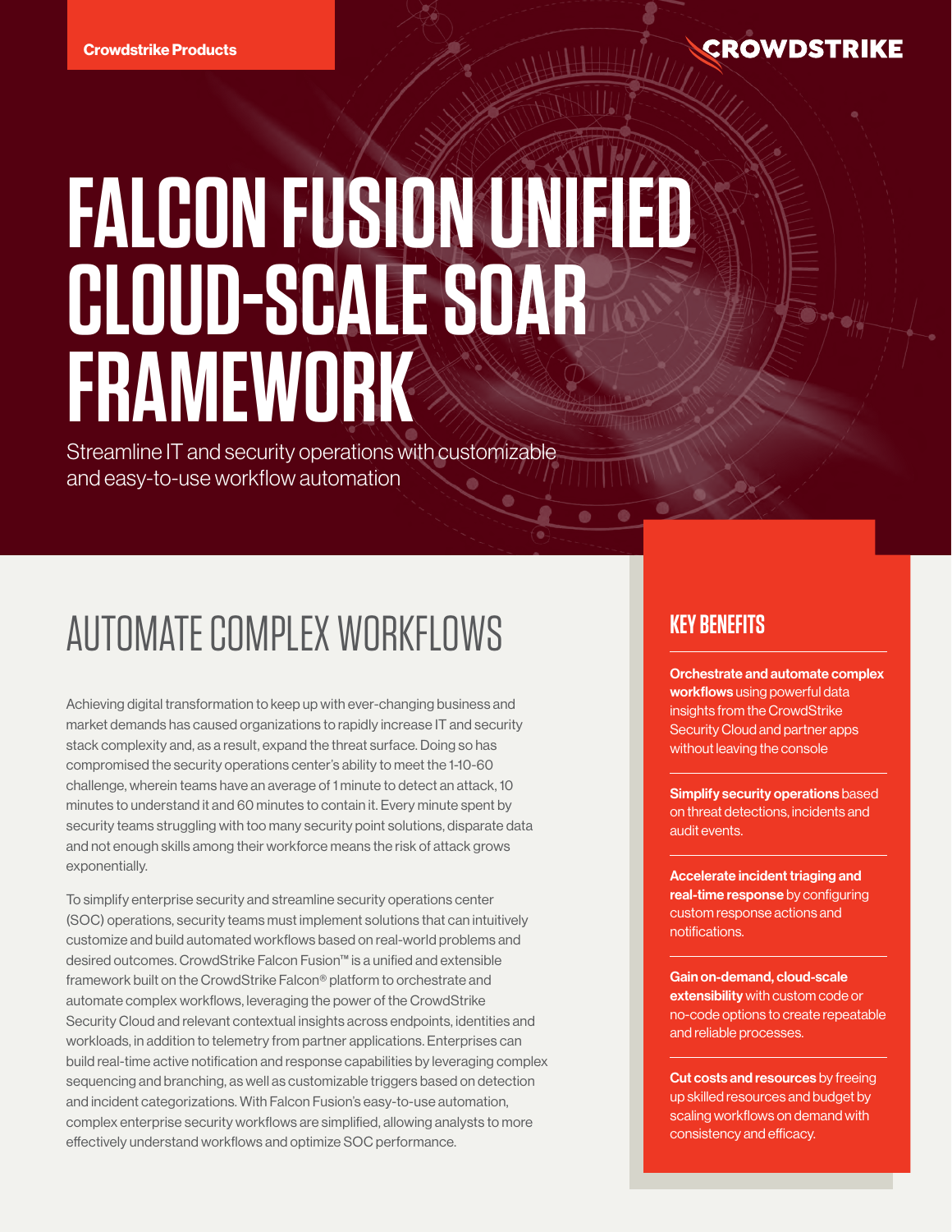Crowdstrike Products

CROWDSTRIKE

# FALCON FUSION UNIFIED CLOUD-SCALE SOAR FRAMEWORK

Streamline IT and security operations with customizable and easy-to-use workflow automation

## AUTOMATE COMPLEX WORKFLOWS

Achieving digital transformation to keep up with ever-changing business and market demands has caused organizations to rapidly increase IT and security stack complexity and, as a result, expand the threat surface. Doing so has compromised the security operations center's ability to meet the 1-10-60 challenge, wherein teams have an average of 1 minute to detect an attack, 10 minutes to understand it and 60 minutes to contain it. Every minute spent by security teams struggling with too many security point solutions, disparate data and not enough skills among their workforce means the risk of attack grows exponentially.

To simplify enterprise security and streamline security operations center (SOC) operations, security teams must implement solutions that can intuitively customize and build automated workflows based on real-world problems and desired outcomes. CrowdStrike Falcon Fusion™ is a unified and extensible framework built on the CrowdStrike Falcon® platform to orchestrate and automate complex workflows, leveraging the power of the CrowdStrike Security Cloud and relevant contextual insights across endpoints, identities and workloads, in addition to telemetry from partner applications. Enterprises can build real-time active notification and response capabilities by leveraging complex sequencing and branching, as well as customizable triggers based on detection and incident categorizations. With Falcon Fusion's easy-to-use automation, complex enterprise security workflows are simplified, allowing analysts to more effectively understand workflows and optimize SOC performance.

### KEY BENEFITS

**Orchestrate and automate complex workflows** using powerful data insights from the CrowdStrike Security Cloud and partner apps without leaving the console

**Simplify security operations** based on threat detections, incidents and audit events.

**Accelerate incident triaging and real-time response** by configuring custom response actions and notifications.

**Gain on-demand, cloud-scale extensibility** with custom code or no-code options to create repeatable and reliable processes.

**Cut costs and resources** by freeing up skilled resources and budget by scaling workflows on demand with consistency and efficacy.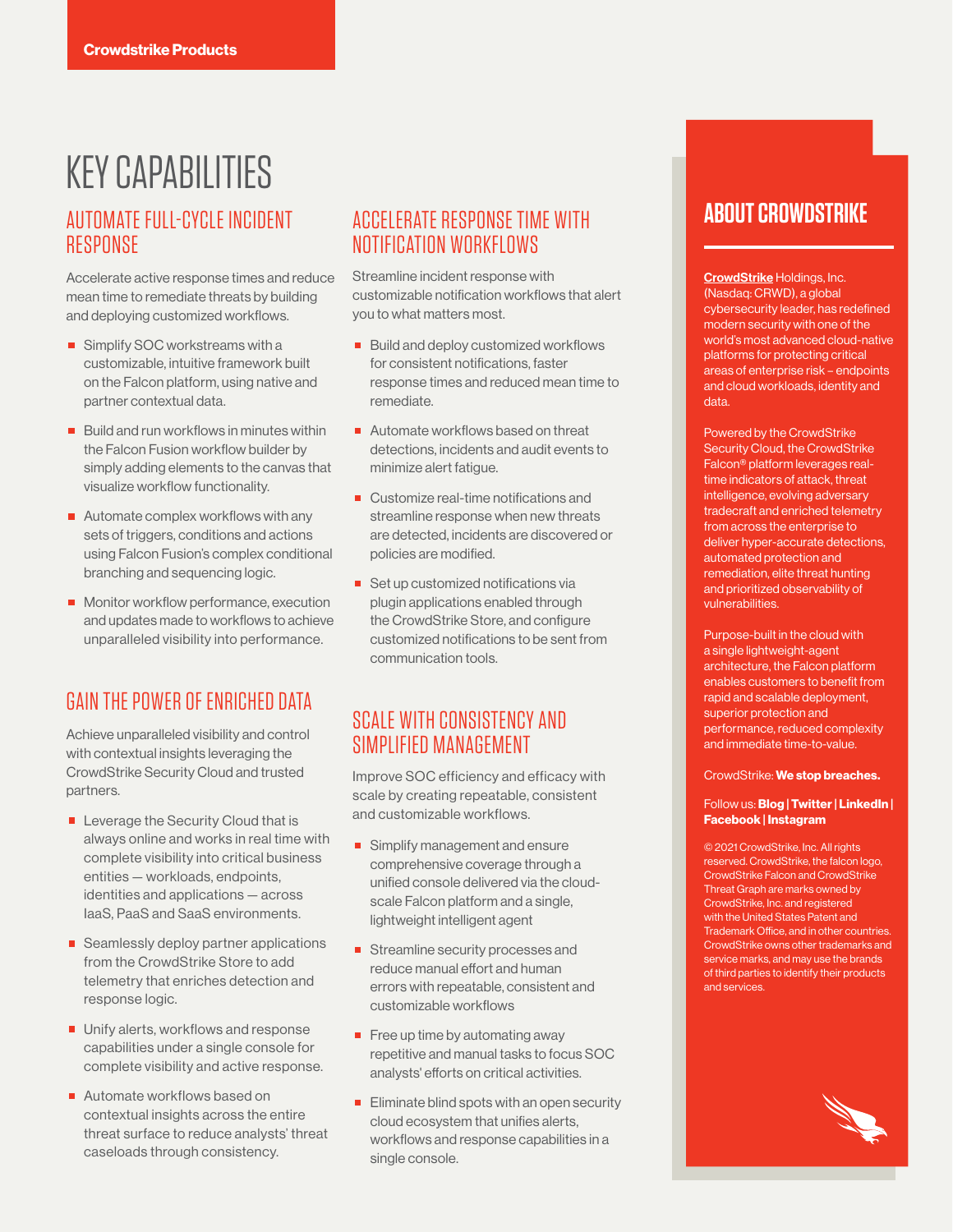Crowdstrike Products

# KEY CAPABILITIES

## AUTOMATE FULL-CYCLE INCIDENT RESPONSE

Accelerate active response times and reduce mean time to remediate threats by building and deploying customized workflows.

- Simplify SOC workstreams with a customizable, intuitive framework built on the Falcon platform, using native and partner contextual data.
- Build and run workflows in minutes within the Falcon Fusion workflow builder by simply adding elements to the canvas that visualize workflow functionality.
- Automate complex workflows with any sets of triggers, conditions and actions using Falcon Fusion's complex conditional branching and sequencing logic.
- Monitor workflow performance, execution and updates made to workflows to achieve unparalleled visibility into performance.

## GAIN THE POWER OF ENRICHED DATA

Achieve unparalleled visibility and control with contextual insights leveraging the CrowdStrike Security Cloud and trusted partners.

- Leverage the Security Cloud that is always online and works in real time with complete visibility into critical business entities — workloads, endpoints, identities and applications — across IaaS, PaaS and SaaS environments.
- Seamlessly deploy partner applications from the CrowdStrike Store to add telemetry that enriches detection and response logic.
- Unify alerts, workflows and response capabilities under a single console for complete visibility and active response.
- Automate workflows based on contextual insights across the entire threat surface to reduce analysts' threat caseloads through consistency.

## ACCELERATE RESPONSE TIME WITH NOTIFICATION WORKFLOWS

Streamline incident response with customizable notification workflows that alert you to what matters most.

- Build and deploy customized workflows for consistent notifications, faster response times and reduced mean time to remediate.
- Automate workflows based on threat detections, incidents and audit events to minimize alert fatigue.
- Customize real-time notifications and streamline response when new threats are detected, incidents are discovered or policies are modified.
- Set up customized notifications via plugin applications enabled through the CrowdStrike Store, and configure customized notifications to be sent from communication tools.

## SCALE WITH CONSISTENCY AND SIMPLIFIED MANAGEMENT

Improve SOC efficiency and efficacy with scale by creating repeatable, consistent and customizable workflows.

- Simplify management and ensure comprehensive coverage through a unified console delivered via the cloud-scale Falcon platform and a single, lightweight intelligent agent
- Streamline security processes and reduce manual effort and human errors with repeatable, consistent and customizable workflows
- Free up time by automating away repetitive and manual tasks to focus SOC analysts' efforts on critical activities.
- Eliminate blind spots with an open security cloud ecosystem that unifies alerts, workflows and response capabilities in a single console.

## ABOUT CROWDSTRIKE

CrowdStrike Holdings, Inc. (Nasdaq: CRWD), a global cybersecurity leader, has redefined modern security with one of the world's most advanced cloud-native platforms for protecting critical areas of enterprise risk – endpoints and cloud workloads, identity and data.

Powered by the CrowdStrike Security Cloud, the CrowdStrike Falcon® platform leverages real-time indicators of attack, threat intelligence, evolving adversary tradecraft and enriched telemetry from across the enterprise to deliver hyper-accurate detections, automated protection and remediation, elite threat hunting and prioritized observability of vulnerabilities.

Purpose-built in the cloud with a single lightweight-agent architecture, the Falcon platform enables customers to benefit from rapid and scalable deployment, superior protection and performance, reduced complexity and immediate time-to-value.

CrowdStrike: **We stop breaches.**

Follow us: **Blog | Twitter | LinkedIn | Facebook | Instagram**

© 2021 CrowdStrike, Inc. All rights reserved. CrowdStrike, the falcon logo, CrowdStrike Falcon and CrowdStrike Threat Graph are marks owned by CrowdStrike, Inc. and registered with the United States Patent and Trademark Office, and in other countries. CrowdStrike owns other trademarks and service marks, and may use the brands of third parties to identify their products and services.